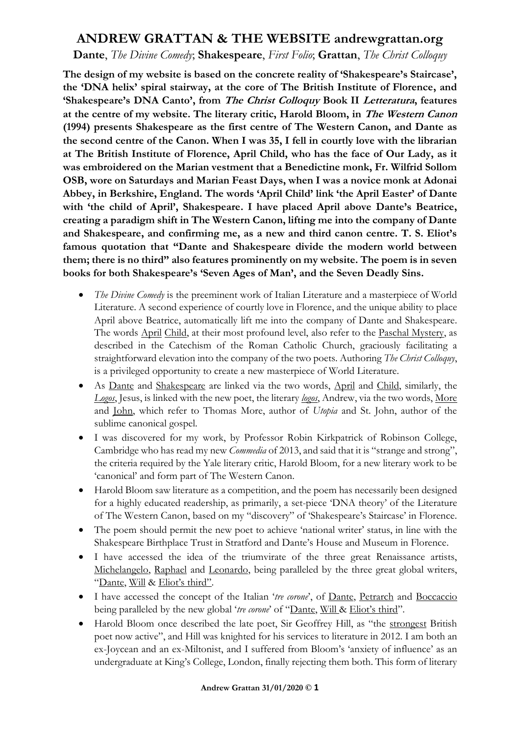# ANDREW GRATTAN & THE WEBSITE andrewgrattan.org

**Dante**, *The Divine Comedy*; **Shakespeare**, *First Folio*; **Grattan**, *The Christ Colloquy*

**The design of my website is based on the concrete reality of 'Shakespeare's Staircase', the 'DNA helix' spiral stairway, at the core of The British Institute of Florence, and 'Shakespeare's DNA Canto', from *The Christ Colloquy* Book II *Letteratura*, features at the centre of my website. The literary critic, Harold Bloom, in *The Western Canon* (1994) presents Shakespeare as the first centre of The Western Canon, and Dante as the second centre of the Canon. When I was 35, I fell in courtly love with the librarian at The British Institute of Florence, April Child, who has the face of Our Lady, as it was embroidered on the Marian vestment that a Benedictine monk, Fr. Wilfrid Sollom OSB, wore on Saturdays and Marian Feast Days, when I was a novice monk at Adonai Abbey, in Berkshire, England. The words 'April Child' link 'the April Easter' of Dante with 'the child of April', Shakespeare. I have placed April above Dante's Beatrice, creating a paradigm shift in The Western Canon, lifting me into the company of Dante and Shakespeare, and confirming me, as a new and third canon centre. T. S. Eliot's famous quotation that "Dante and Shakespeare divide the modern world between them; there is no third" also features prominently on my website. The poem is in seven books for both Shakespeare's 'Seven Ages of Man', and the Seven Deadly Sins.**

- *The Divine Comedy* is the preeminent work of Italian Literature and a masterpiece of World Literature. A second experience of courtly love in Florence, and the unique ability to place April above Beatrice, automatically lift me into the company of Dante and Shakespeare. The words April Child, at their most profound level, also refer to the Paschal Mystery, as described in the Catechism of the Roman Catholic Church, graciously facilitating a straightforward elevation into the company of the two poets. Authoring *The Christ Colloquy*, is a privileged opportunity to create a new masterpiece of World Literature.
- As Dante and Shakespeare are linked via the two words, April and Child, similarly, the *Logos*, Jesus, is linked with the new poet, the literary *logos*, Andrew, via the two words, More and John, which refer to Thomas More, author of *Utopia* and St. John, author of the sublime canonical gospel.
- I was discovered for my work, by Professor Robin Kirkpatrick of Robinson College, Cambridge who has read my new *Commedia* of 2013, and said that it is "strange and strong", the criteria required by the Yale literary critic, Harold Bloom, for a new literary work to be 'canonical' and form part of The Western Canon.
- Harold Bloom saw literature as a competition, and the poem has necessarily been designed for a highly educated readership, as primarily, a set-piece 'DNA theory' of the Literature of The Western Canon, based on my "discovery" of 'Shakespeare's Staircase' in Florence.
- The poem should permit the new poet to achieve 'national writer' status, in line with the Shakespeare Birthplace Trust in Stratford and Dante's House and Museum in Florence.
- I have accessed the idea of the triumvirate of the three great Renaissance artists, Michelangelo, Raphael and Leonardo, being paralleled by the three great global writers, "Dante, Will & Eliot's third".
- I have accessed the concept of the Italian '*tre corone*', of Dante, Petrarch and Boccaccio being paralleled by the new global '*tre corone*' of "Dante, Will & Eliot's third".
- Harold Bloom once described the late poet, Sir Geoffrey Hill, as "the strongest British poet now active", and Hill was knighted for his services to literature in 2012. I am both an ex-Joycean and an ex-Miltonist, and I suffered from Bloom's 'anxiety of influence' as an undergraduate at King's College, London, finally rejecting them both. This form of literary

**Andrew Grattan 31/01/2020 ©**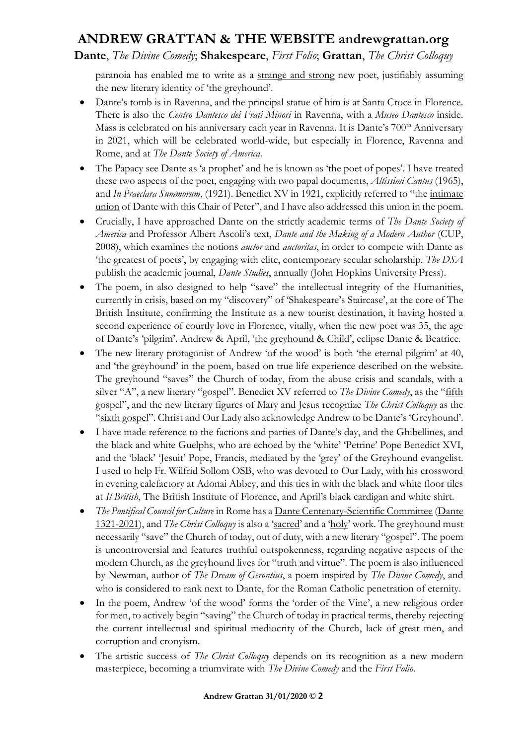paranoia has enabled me to write as a strange and strong new poet, justifiably assuming the new literary identity of 'the greyhound'.

- Dante's tomb is in Ravenna, and the principal statue of him is at Santa Croce in Florence. There is also the *Centro Dantesco dei Frati Minori* in Ravenna, with a *Museo Dantesco* inside. Mass is celebrated on his anniversary each year in Ravenna. It is Dante's 700$^{th}$ Anniversary in 2021, which will be celebrated world-wide, but especially in Florence, Ravenna and Rome, and at *The Dante Society of America*.
- The Papacy see Dante as 'a prophet' and he is known as 'the poet of popes'. I have treated these two aspects of the poet, engaging with two papal documents, *Altissimi Cantus* (1965), and *In Praeclara Summorum*, (1921). Benedict XV in 1921, explicitly referred to "the intimate union of Dante with this Chair of Peter", and I have also addressed this union in the poem.
- Crucially, I have approached Dante on the strictly academic terms of *The Dante Society of America* and Professor Albert Ascoli's text, *Dante and the Making of a Modern Author* (CUP, 2008), which examines the notions *auctor* and *auctoritas*, in order to compete with Dante as 'the greatest of poets', by engaging with elite, contemporary secular scholarship. *The DSA* publish the academic journal, *Dante Studies*, annually (John Hopkins University Press).
- The poem, in also designed to help "save" the intellectual integrity of the Humanities, currently in crisis, based on my "discovery" of 'Shakespeare's Staircase', at the core of The British Institute, confirming the Institute as a new tourist destination, it having hosted a second experience of courtly love in Florence, vitally, when the new poet was 35, the age of Dante's 'pilgrim'. Andrew & April, 'the greyhound & Child', eclipse Dante & Beatrice.
- The new literary protagonist of Andrew 'of the wood' is both 'the eternal pilgrim' at 40, and 'the greyhound' in the poem, based on true life experience described on the website. The greyhound "saves" the Church of today, from the abuse crisis and scandals, with a silver "A", a new literary "gospel". Benedict XV referred to *The Divine Comedy*, as the "fifth gospel", and the new literary figures of Mary and Jesus recognize *The Christ Colloquy* as the "sixth gospel". Christ and Our Lady also acknowledge Andrew to be Dante's 'Greyhound'.
- I have made reference to the factions and parties of Dante's day, and the Ghibellines, and the black and white Guelphs, who are echoed by the 'white' 'Petrine' Pope Benedict XVI, and the 'black' 'Jesuit' Pope, Francis, mediated by the 'grey' of the Greyhound evangelist. I used to help Fr. Wilfrid Sollom OSB, who was devoted to Our Lady, with his crossword in evening calefactory at Adonai Abbey, and this ties in with the black and white floor tiles at *Il British*, The British Institute of Florence, and April's black cardigan and white shirt.
- *The Pontifical Council for Culture* in Rome has a Dante Centenary-Scientific Committee (Dante 1321-2021), and *The Christ Colloquy* is also a 'sacred' and a 'holy' work. The greyhound must necessarily "save" the Church of today, out of duty, with a new literary "gospel". The poem is uncontroversial and features truthful outspokenness, regarding negative aspects of the modern Church, as the greyhound lives for "truth and virtue". The poem is also influenced by Newman, author of *The Dream of Gerontius*, a poem inspired by *The Divine Comedy*, and who is considered to rank next to Dante, for the Roman Catholic penetration of eternity.
- In the poem, Andrew 'of the wood' forms the 'order of the Vine', a new religious order for men, to actively begin "saving" the Church of today in practical terms, thereby rejecting the current intellectual and spiritual mediocrity of the Church, lack of great men, and corruption and cronyism.
- The artistic success of *The Christ Colloquy* depends on its recognition as a new modern masterpiece, becoming a triumvirate with *The Divine Comedy* and the *First Folio*.